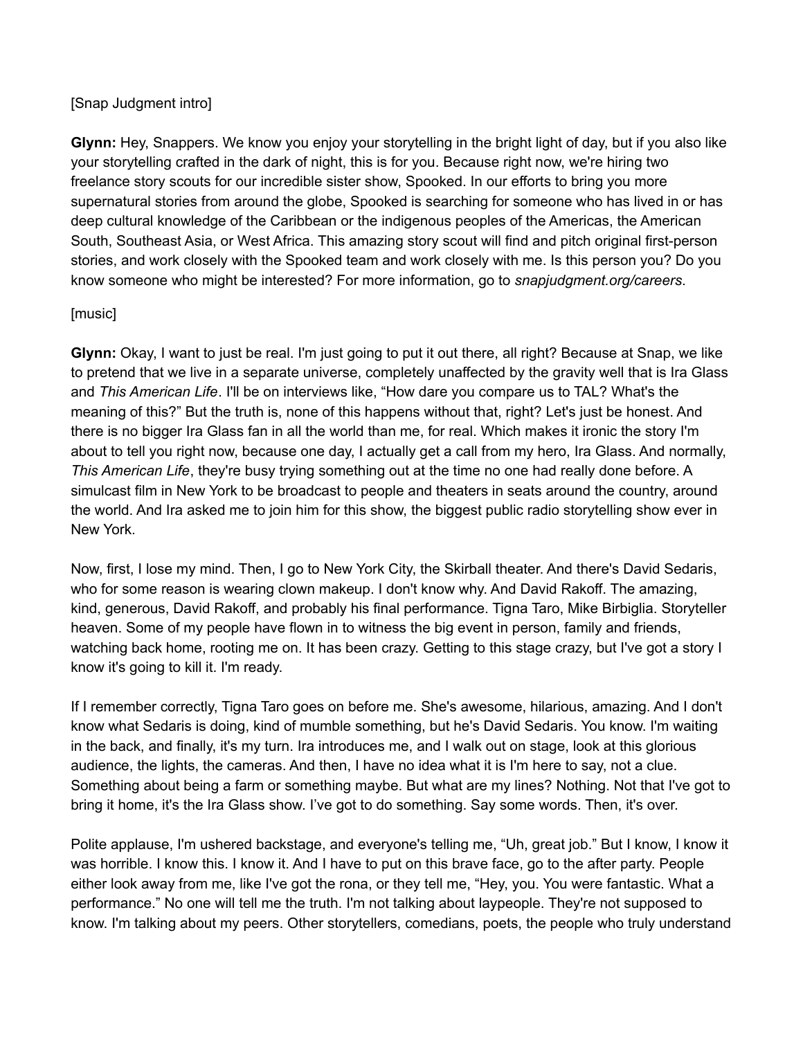[Snap Judgment intro]

**Glynn:** Hey, Snappers. We know you enjoy your storytelling in the bright light of day, but if you also like your storytelling crafted in the dark of night, this is for you. Because right now, we're hiring two freelance story scouts for our incredible sister show, Spooked. In our efforts to bring you more supernatural stories from around the globe, Spooked is searching for someone who has lived in or has deep cultural knowledge of the Caribbean or the indigenous peoples of the Americas, the American South, Southeast Asia, or West Africa. This amazing story scout will find and pitch original first-person stories, and work closely with the Spooked team and work closely with me. Is this person you? Do you know someone who might be interested? For more information, go to *snapjudgment.org/careers*.

[music]

**Glynn:** Okay, I want to just be real. I'm just going to put it out there, all right? Because at Snap, we like to pretend that we live in a separate universe, completely unaffected by the gravity well that is Ira Glass and *This American Life*. I'll be on interviews like, “How dare you compare us to TAL? What's the meaning of this?” But the truth is, none of this happens without that, right? Let's just be honest. And there is no bigger Ira Glass fan in all the world than me, for real. Which makes it ironic the story I'm about to tell you right now, because one day, I actually get a call from my hero, Ira Glass. And normally, *This American Life*, they're busy trying something out at the time no one had really done before. A simulcast film in New York to be broadcast to people and theaters in seats around the country, around the world. And Ira asked me to join him for this show, the biggest public radio storytelling show ever in New York.

Now, first, I lose my mind. Then, I go to New York City, the Skirball theater. And there's David Sedaris, who for some reason is wearing clown makeup. I don't know why. And David Rakoff. The amazing, kind, generous, David Rakoff, and probably his final performance. Tigna Taro, Mike Birbiglia. Storyteller heaven. Some of my people have flown in to witness the big event in person, family and friends, watching back home, rooting me on. It has been crazy. Getting to this stage crazy, but I've got a story I know it's going to kill it. I'm ready.

If I remember correctly, Tigna Taro goes on before me. She's awesome, hilarious, amazing. And I don't know what Sedaris is doing, kind of mumble something, but he's David Sedaris. You know. I'm waiting in the back, and finally, it's my turn. Ira introduces me, and I walk out on stage, look at this glorious audience, the lights, the cameras. And then, I have no idea what it is I'm here to say, not a clue. Something about being a farm or something maybe. But what are my lines? Nothing. Not that I've got to bring it home, it's the Ira Glass show. I've got to do something. Say some words. Then, it's over.

Polite applause, I'm ushered backstage, and everyone's telling me, “Uh, great job.” But I know, I know it was horrible. I know this. I know it. And I have to put on this brave face, go to the after party. People either look away from me, like I've got the rona, or they tell me, “Hey, you. You were fantastic. What a performance.” No one will tell me the truth. I'm not talking about laypeople. They're not supposed to know. I'm talking about my peers. Other storytellers, comedians, poets, the people who truly understand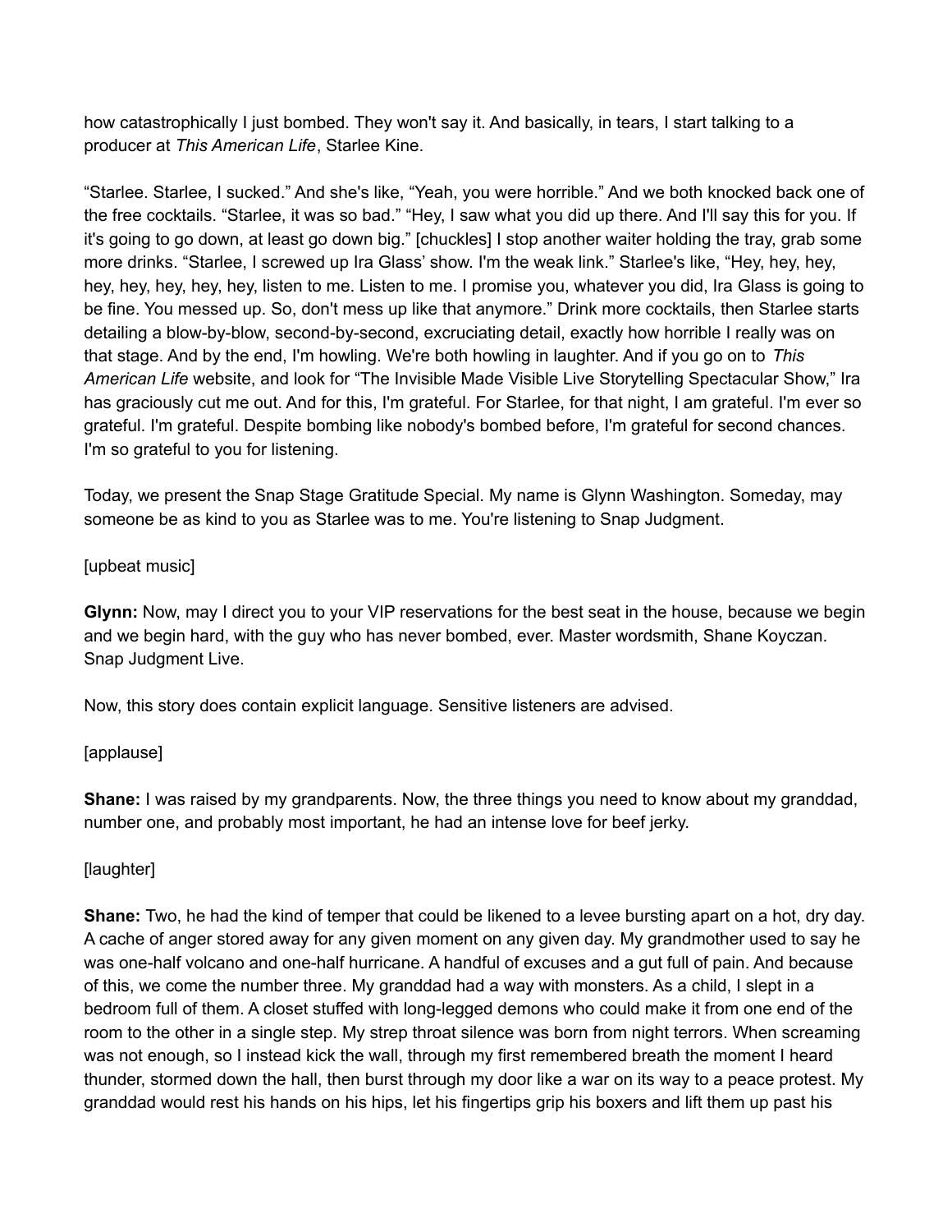how catastrophically I just bombed. They won't say it. And basically, in tears, I start talking to a producer at *This American Life*, Starlee Kine.

"Starlee. Starlee, I sucked." And she's like, "Yeah, you were horrible." And we both knocked back one of the free cocktails. "Starlee, it was so bad." "Hey, I saw what you did up there. And I'll say this for you. If it's going to go down, at least go down big." [chuckles] I stop another waiter holding the tray, grab some more drinks. "Starlee, I screwed up Ira Glass' show. I'm the weak link." Starlee's like, "Hey, hey, hey, hey, hey, hey, hey, hey, listen to me. Listen to me. I promise you, whatever you did, Ira Glass is going to be fine. You messed up. So, don't mess up like that anymore." Drink more cocktails, then Starlee starts detailing a blow-by-blow, second-by-second, excruciating detail, exactly how horrible I really was on that stage. And by the end, I'm howling. We're both howling in laughter. And if you go on to *This American Life* website, and look for "The Invisible Made Visible Live Storytelling Spectacular Show," Ira has graciously cut me out. And for this, I'm grateful. For Starlee, for that night, I am grateful. I'm ever so grateful. I'm grateful. Despite bombing like nobody's bombed before, I'm grateful for second chances. I'm so grateful to you for listening.

Today, we present the Snap Stage Gratitude Special. My name is Glynn Washington. Someday, may someone be as kind to you as Starlee was to me. You're listening to Snap Judgment.

[upbeat music]

**Glynn:** Now, may I direct you to your VIP reservations for the best seat in the house, because we begin and we begin hard, with the guy who has never bombed, ever. Master wordsmith, Shane Koyczan. Snap Judgment Live.

Now, this story does contain explicit language. Sensitive listeners are advised.

[applause]

**Shane:** I was raised by my grandparents. Now, the three things you need to know about my granddad, number one, and probably most important, he had an intense love for beef jerky.

[laughter]

**Shane:** Two, he had the kind of temper that could be likened to a levee bursting apart on a hot, dry day. A cache of anger stored away for any given moment on any given day. My grandmother used to say he was one-half volcano and one-half hurricane. A handful of excuses and a gut full of pain. And because of this, we come the number three. My granddad had a way with monsters. As a child, I slept in a bedroom full of them. A closet stuffed with long-legged demons who could make it from one end of the room to the other in a single step. My strep throat silence was born from night terrors. When screaming was not enough, so I instead kick the wall, through my first remembered breath the moment I heard thunder, stormed down the hall, then burst through my door like a war on its way to a peace protest. My granddad would rest his hands on his hips, let his fingertips grip his boxers and lift them up past his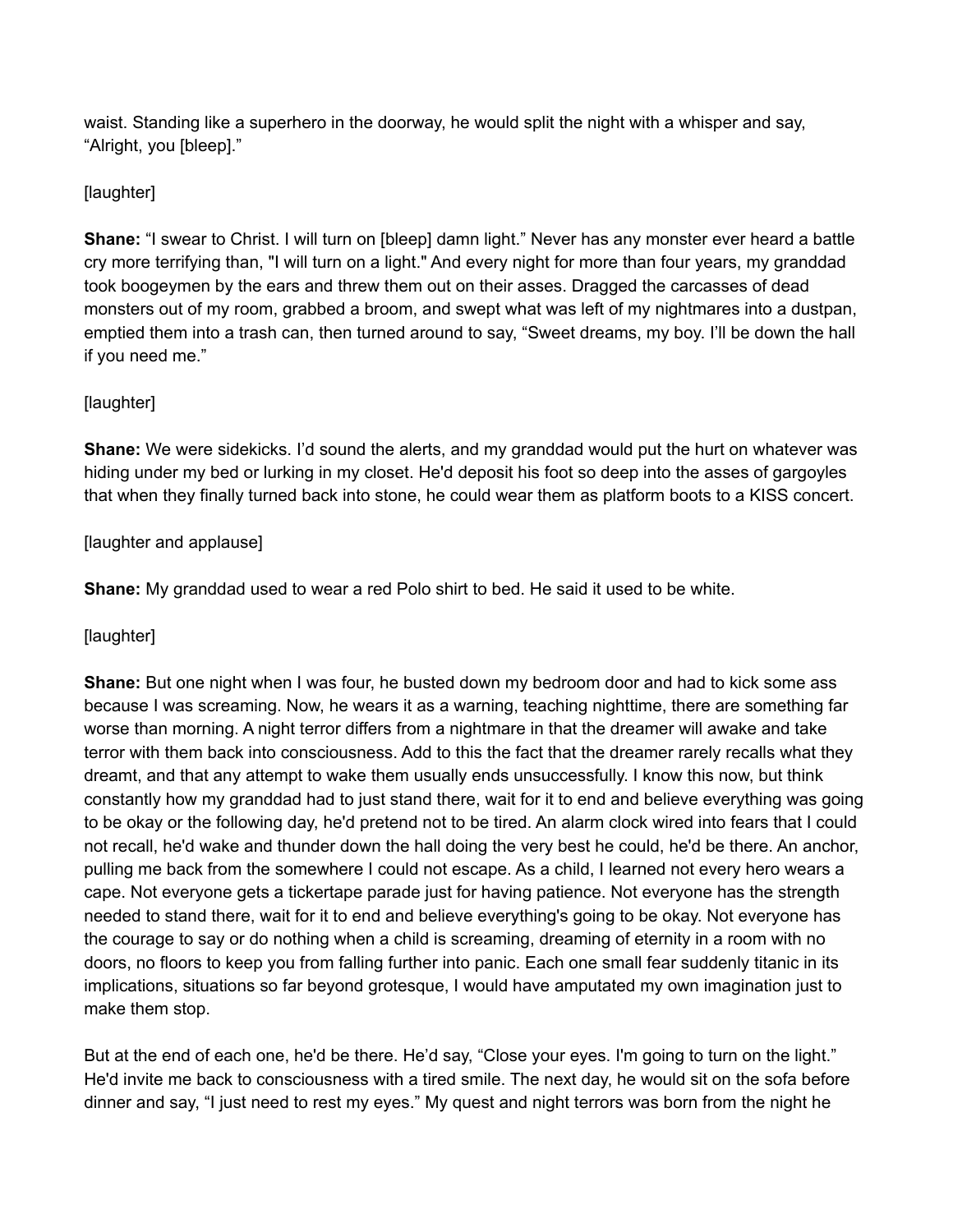waist. Standing like a superhero in the doorway, he would split the night with a whisper and say, "Alright, you [bleep]."

[laughter]

**Shane:** "I swear to Christ. I will turn on [bleep] damn light." Never has any monster ever heard a battle cry more terrifying than, "I will turn on a light." And every night for more than four years, my granddad took boogeymen by the ears and threw them out on their asses. Dragged the carcasses of dead monsters out of my room, grabbed a broom, and swept what was left of my nightmares into a dustpan, emptied them into a trash can, then turned around to say, "Sweet dreams, my boy. I'll be down the hall if you need me."

[laughter]

**Shane:** We were sidekicks. I'd sound the alerts, and my granddad would put the hurt on whatever was hiding under my bed or lurking in my closet. He'd deposit his foot so deep into the asses of gargoyles that when they finally turned back into stone, he could wear them as platform boots to a KISS concert.

[laughter and applause]

**Shane:** My granddad used to wear a red Polo shirt to bed. He said it used to be white.

[laughter]

**Shane:** But one night when I was four, he busted down my bedroom door and had to kick some ass because I was screaming. Now, he wears it as a warning, teaching nighttime, there are something far worse than morning. A night terror differs from a nightmare in that the dreamer will awake and take terror with them back into consciousness. Add to this the fact that the dreamer rarely recalls what they dreamt, and that any attempt to wake them usually ends unsuccessfully. I know this now, but think constantly how my granddad had to just stand there, wait for it to end and believe everything was going to be okay or the following day, he'd pretend not to be tired. An alarm clock wired into fears that I could not recall, he'd wake and thunder down the hall doing the very best he could, he'd be there. An anchor, pulling me back from the somewhere I could not escape. As a child, I learned not every hero wears a cape. Not everyone gets a tickertape parade just for having patience. Not everyone has the strength needed to stand there, wait for it to end and believe everything's going to be okay. Not everyone has the courage to say or do nothing when a child is screaming, dreaming of eternity in a room with no doors, no floors to keep you from falling further into panic. Each one small fear suddenly titanic in its implications, situations so far beyond grotesque, I would have amputated my own imagination just to make them stop.

But at the end of each one, he'd be there. He'd say, "Close your eyes. I'm going to turn on the light." He'd invite me back to consciousness with a tired smile. The next day, he would sit on the sofa before dinner and say, "I just need to rest my eyes." My quest and night terrors was born from the night he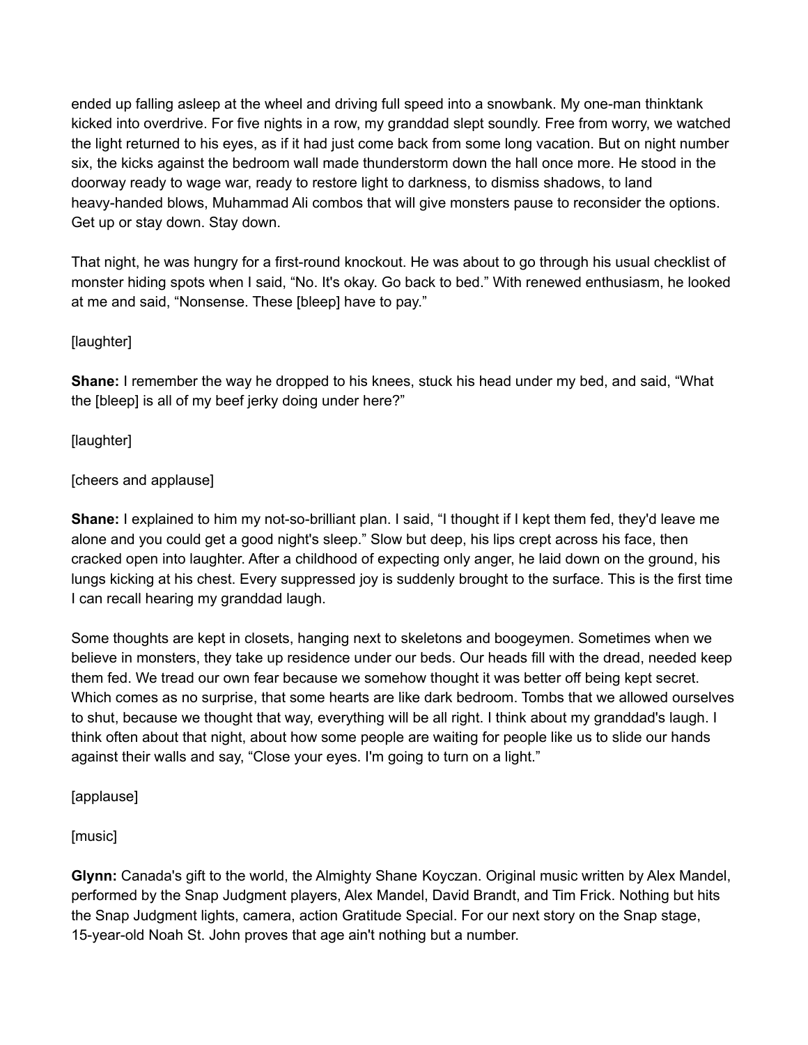ended up falling asleep at the wheel and driving full speed into a snowbank. My one-man thinktank kicked into overdrive. For five nights in a row, my granddad slept soundly. Free from worry, we watched the light returned to his eyes, as if it had just come back from some long vacation. But on night number six, the kicks against the bedroom wall made thunderstorm down the hall once more. He stood in the doorway ready to wage war, ready to restore light to darkness, to dismiss shadows, to land heavy-handed blows, Muhammad Ali combos that will give monsters pause to reconsider the options. Get up or stay down. Stay down.

That night, he was hungry for a first-round knockout. He was about to go through his usual checklist of monster hiding spots when I said, “No. It's okay. Go back to bed.” With renewed enthusiasm, he looked at me and said, “Nonsense. These [bleep] have to pay.”

[laughter]

**Shane:** I remember the way he dropped to his knees, stuck his head under my bed, and said, “What the [bleep] is all of my beef jerky doing under here?”

[laughter]

[cheers and applause]

**Shane:** I explained to him my not-so-brilliant plan. I said, “I thought if I kept them fed, they'd leave me alone and you could get a good night's sleep.” Slow but deep, his lips crept across his face, then cracked open into laughter. After a childhood of expecting only anger, he laid down on the ground, his lungs kicking at his chest. Every suppressed joy is suddenly brought to the surface. This is the first time I can recall hearing my granddad laugh.

Some thoughts are kept in closets, hanging next to skeletons and boogeymen. Sometimes when we believe in monsters, they take up residence under our beds. Our heads fill with the dread, needed keep them fed. We tread our own fear because we somehow thought it was better off being kept secret. Which comes as no surprise, that some hearts are like dark bedroom. Tombs that we allowed ourselves to shut, because we thought that way, everything will be all right. I think about my granddad's laugh. I think often about that night, about how some people are waiting for people like us to slide our hands against their walls and say, “Close your eyes. I'm going to turn on a light.”

[applause]

[music]

**Glynn:** Canada's gift to the world, the Almighty Shane Koyczan. Original music written by Alex Mandel, performed by the Snap Judgment players, Alex Mandel, David Brandt, and Tim Frick. Nothing but hits the Snap Judgment lights, camera, action Gratitude Special. For our next story on the Snap stage, 15-year-old Noah St. John proves that age ain't nothing but a number.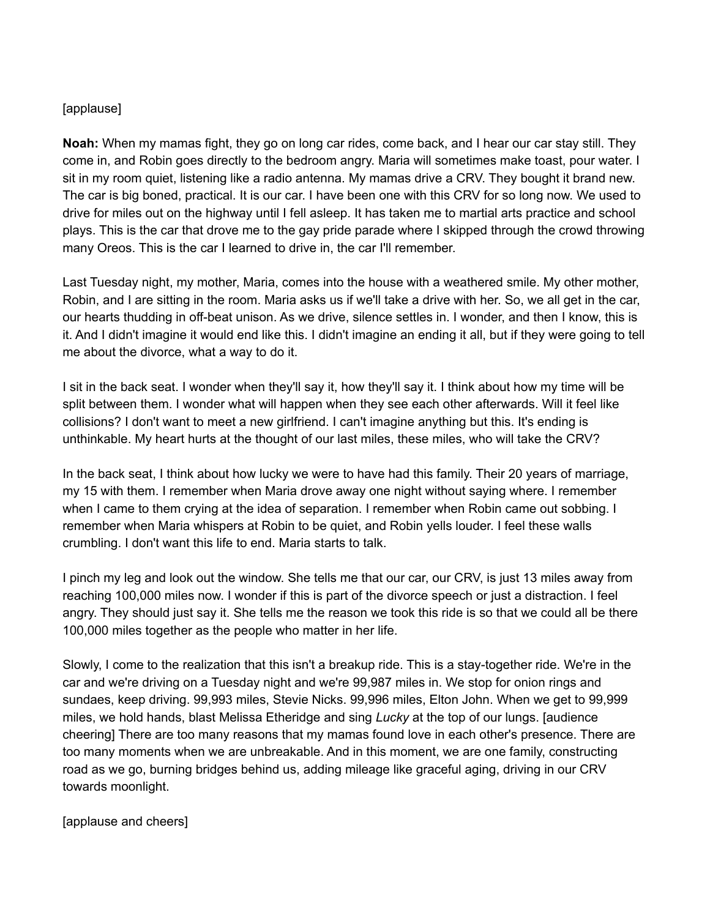[applause]

**Noah:** When my mamas fight, they go on long car rides, come back, and I hear our car stay still. They come in, and Robin goes directly to the bedroom angry. Maria will sometimes make toast, pour water. I sit in my room quiet, listening like a radio antenna. My mamas drive a CRV. They bought it brand new. The car is big boned, practical. It is our car. I have been one with this CRV for so long now. We used to drive for miles out on the highway until I fell asleep. It has taken me to martial arts practice and school plays. This is the car that drove me to the gay pride parade where I skipped through the crowd throwing many Oreos. This is the car I learned to drive in, the car I'll remember.

Last Tuesday night, my mother, Maria, comes into the house with a weathered smile. My other mother, Robin, and I are sitting in the room. Maria asks us if we'll take a drive with her. So, we all get in the car, our hearts thudding in off-beat unison. As we drive, silence settles in. I wonder, and then I know, this is it. And I didn't imagine it would end like this. I didn't imagine an ending it all, but if they were going to tell me about the divorce, what a way to do it.

I sit in the back seat. I wonder when they'll say it, how they'll say it. I think about how my time will be split between them. I wonder what will happen when they see each other afterwards. Will it feel like collisions? I don't want to meet a new girlfriend. I can't imagine anything but this. It's ending is unthinkable. My heart hurts at the thought of our last miles, these miles, who will take the CRV?

In the back seat, I think about how lucky we were to have had this family. Their 20 years of marriage, my 15 with them. I remember when Maria drove away one night without saying where. I remember when I came to them crying at the idea of separation. I remember when Robin came out sobbing. I remember when Maria whispers at Robin to be quiet, and Robin yells louder. I feel these walls crumbling. I don't want this life to end. Maria starts to talk.

I pinch my leg and look out the window. She tells me that our car, our CRV, is just 13 miles away from reaching 100,000 miles now. I wonder if this is part of the divorce speech or just a distraction. I feel angry. They should just say it. She tells me the reason we took this ride is so that we could all be there 100,000 miles together as the people who matter in her life.

Slowly, I come to the realization that this isn't a breakup ride. This is a stay-together ride. We're in the car and we're driving on a Tuesday night and we're 99,987 miles in. We stop for onion rings and sundaes, keep driving. 99,993 miles, Stevie Nicks. 99,996 miles, Elton John. When we get to 99,999 miles, we hold hands, blast Melissa Etheridge and sing *Lucky* at the top of our lungs. [audience cheering] There are too many reasons that my mamas found love in each other's presence. There are too many moments when we are unbreakable. And in this moment, we are one family, constructing road as we go, burning bridges behind us, adding mileage like graceful aging, driving in our CRV towards moonlight.

[applause and cheers]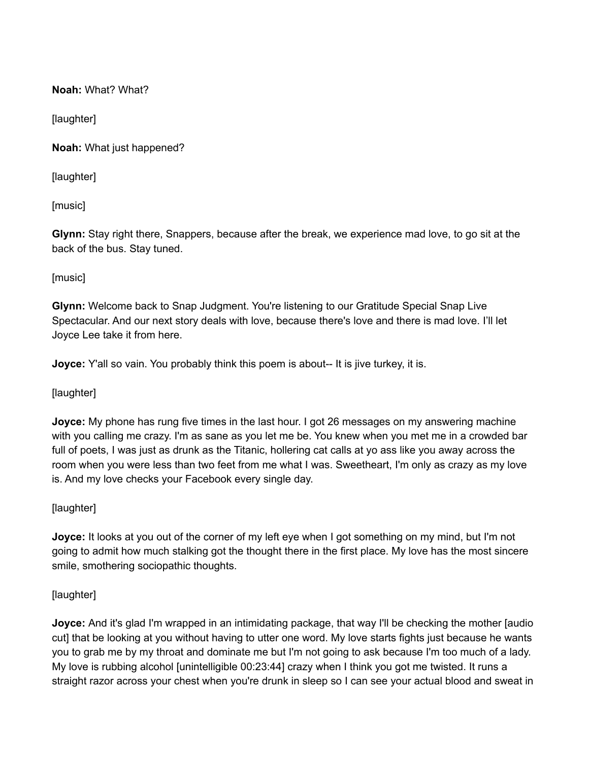**Noah:** What? What?

[laughter]

**Noah:** What just happened?

[laughter]

[music]

**Glynn:** Stay right there, Snappers, because after the break, we experience mad love, to go sit at the back of the bus. Stay tuned.

[music]

**Glynn:** Welcome back to Snap Judgment. You're listening to our Gratitude Special Snap Live Spectacular. And our next story deals with love, because there's love and there is mad love. I'll let Joyce Lee take it from here.

**Joyce:** Y'all so vain. You probably think this poem is about-- It is jive turkey, it is.

[laughter]

**Joyce:** My phone has rung five times in the last hour. I got 26 messages on my answering machine with you calling me crazy. I'm as sane as you let me be. You knew when you met me in a crowded bar full of poets, I was just as drunk as the Titanic, hollering cat calls at yo ass like you away across the room when you were less than two feet from me what I was. Sweetheart, I'm only as crazy as my love is. And my love checks your Facebook every single day.

[laughter]

**Joyce:** It looks at you out of the corner of my left eye when I got something on my mind, but I'm not going to admit how much stalking got the thought there in the first place. My love has the most sincere smile, smothering sociopathic thoughts.

[laughter]

**Joyce:** And it's glad I'm wrapped in an intimidating package, that way I'll be checking the mother [audio cut] that be looking at you without having to utter one word. My love starts fights just because he wants you to grab me by my throat and dominate me but I'm not going to ask because I'm too much of a lady. My love is rubbing alcohol [unintelligible 00:23:44] crazy when I think you got me twisted. It runs a straight razor across your chest when you're drunk in sleep so I can see your actual blood and sweat in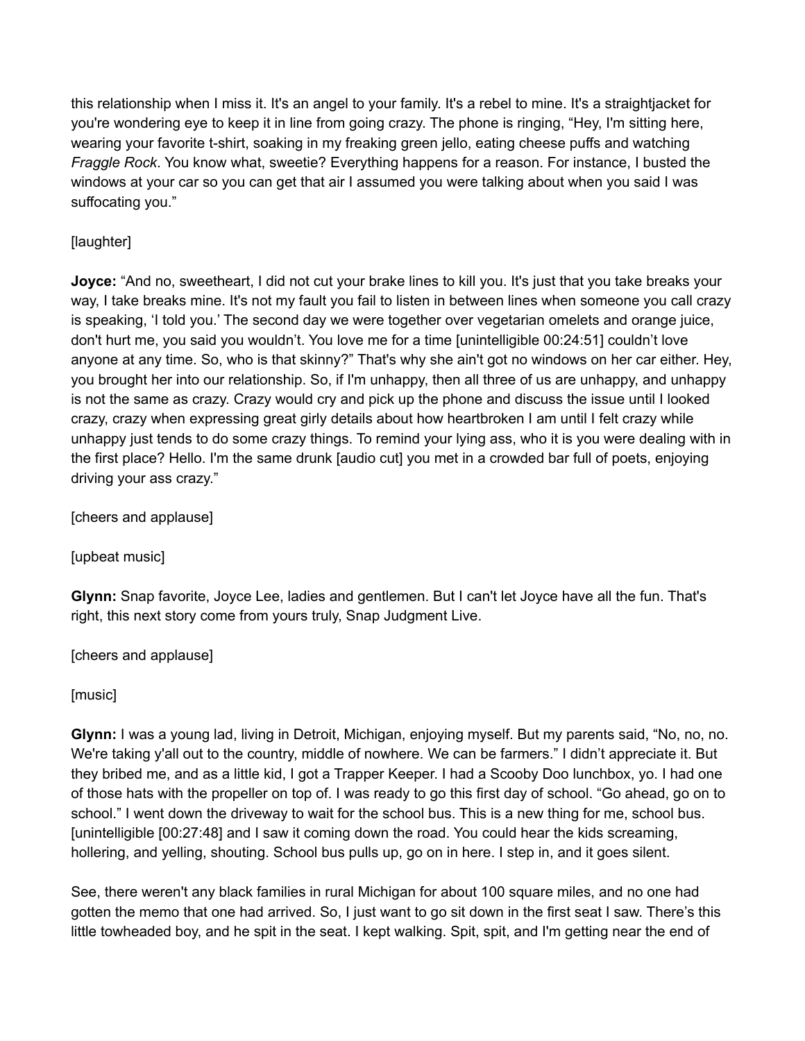this relationship when I miss it. It's an angel to your family. It's a rebel to mine. It's a straightjacket for you're wondering eye to keep it in line from going crazy. The phone is ringing, "Hey, I'm sitting here, wearing your favorite t-shirt, soaking in my freaking green jello, eating cheese puffs and watching *Fraggle Rock*. You know what, sweetie? Everything happens for a reason. For instance, I busted the windows at your car so you can get that air I assumed you were talking about when you said I was suffocating you."

[laughter]

**Joyce:** "And no, sweetheart, I did not cut your brake lines to kill you. It's just that you take breaks your way, I take breaks mine. It's not my fault you fail to listen in between lines when someone you call crazy is speaking, 'I told you.' The second day we were together over vegetarian omelets and orange juice, don't hurt me, you said you wouldn't. You love me for a time [unintelligible 00:24:51] couldn't love anyone at any time. So, who is that skinny?" That's why she ain't got no windows on her car either. Hey, you brought her into our relationship. So, if I'm unhappy, then all three of us are unhappy, and unhappy is not the same as crazy. Crazy would cry and pick up the phone and discuss the issue until I looked crazy, crazy when expressing great girly details about how heartbroken I am until I felt crazy while unhappy just tends to do some crazy things. To remind your lying ass, who it is you were dealing with in the first place? Hello. I'm the same drunk [audio cut] you met in a crowded bar full of poets, enjoying driving your ass crazy."

[cheers and applause]

[upbeat music]

**Glynn:** Snap favorite, Joyce Lee, ladies and gentlemen. But I can't let Joyce have all the fun. That's right, this next story come from yours truly, Snap Judgment Live.

[cheers and applause]

[music]

**Glynn:** I was a young lad, living in Detroit, Michigan, enjoying myself. But my parents said, "No, no, no. We're taking y'all out to the country, middle of nowhere. We can be farmers." I didn't appreciate it. But they bribed me, and as a little kid, I got a Trapper Keeper. I had a Scooby Doo lunchbox, yo. I had one of those hats with the propeller on top of. I was ready to go this first day of school. "Go ahead, go on to school." I went down the driveway to wait for the school bus. This is a new thing for me, school bus. [unintelligible [00:27:48] and I saw it coming down the road. You could hear the kids screaming, hollering, and yelling, shouting. School bus pulls up, go on in here. I step in, and it goes silent.

See, there weren't any black families in rural Michigan for about 100 square miles, and no one had gotten the memo that one had arrived. So, I just want to go sit down in the first seat I saw. There's this little towheaded boy, and he spit in the seat. I kept walking. Spit, spit, and I'm getting near the end of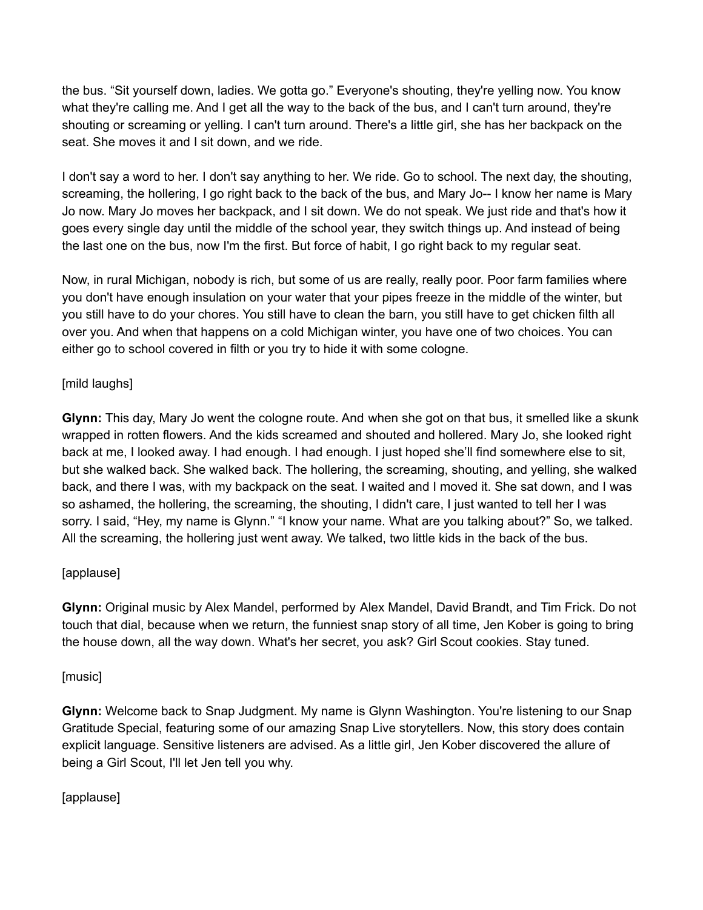the bus. "Sit yourself down, ladies. We gotta go." Everyone's shouting, they're yelling now. You know what they're calling me. And I get all the way to the back of the bus, and I can't turn around, they're shouting or screaming or yelling. I can't turn around. There's a little girl, she has her backpack on the seat. She moves it and I sit down, and we ride.

I don't say a word to her. I don't say anything to her. We ride. Go to school. The next day, the shouting, screaming, the hollering, I go right back to the back of the bus, and Mary Jo-- I know her name is Mary Jo now. Mary Jo moves her backpack, and I sit down. We do not speak. We just ride and that's how it goes every single day until the middle of the school year, they switch things up. And instead of being the last one on the bus, now I'm the first. But force of habit, I go right back to my regular seat.

Now, in rural Michigan, nobody is rich, but some of us are really, really poor. Poor farm families where you don't have enough insulation on your water that your pipes freeze in the middle of the winter, but you still have to do your chores. You still have to clean the barn, you still have to get chicken filth all over you. And when that happens on a cold Michigan winter, you have one of two choices. You can either go to school covered in filth or you try to hide it with some cologne.

[mild laughs]

**Glynn:** This day, Mary Jo went the cologne route. And when she got on that bus, it smelled like a skunk wrapped in rotten flowers. And the kids screamed and shouted and hollered. Mary Jo, she looked right back at me, I looked away. I had enough. I had enough. I just hoped she'll find somewhere else to sit, but she walked back. She walked back. The hollering, the screaming, shouting, and yelling, she walked back, and there I was, with my backpack on the seat. I waited and I moved it. She sat down, and I was so ashamed, the hollering, the screaming, the shouting, I didn't care, I just wanted to tell her I was sorry. I said, "Hey, my name is Glynn." "I know your name. What are you talking about?" So, we talked. All the screaming, the hollering just went away. We talked, two little kids in the back of the bus.

[applause]

**Glynn:** Original music by Alex Mandel, performed by Alex Mandel, David Brandt, and Tim Frick. Do not touch that dial, because when we return, the funniest snap story of all time, Jen Kober is going to bring the house down, all the way down. What's her secret, you ask? Girl Scout cookies. Stay tuned.

[music]

**Glynn:** Welcome back to Snap Judgment. My name is Glynn Washington. You're listening to our Snap Gratitude Special, featuring some of our amazing Snap Live storytellers. Now, this story does contain explicit language. Sensitive listeners are advised. As a little girl, Jen Kober discovered the allure of being a Girl Scout, I'll let Jen tell you why.

[applause]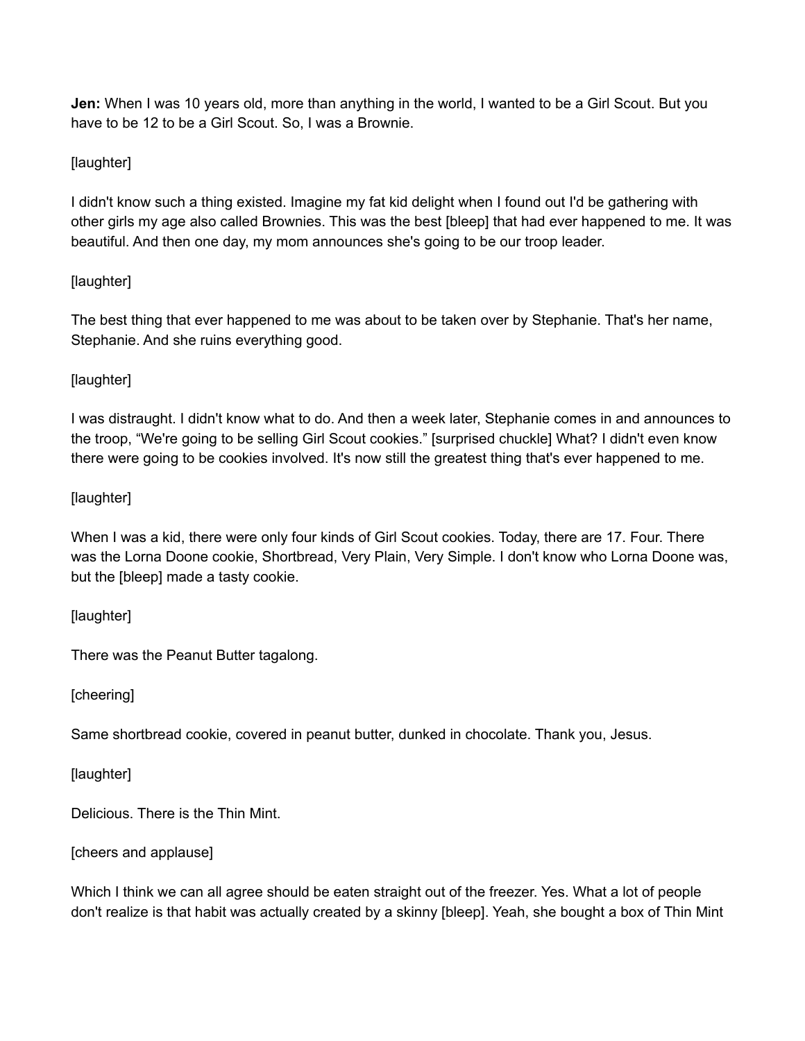**Jen:** When I was 10 years old, more than anything in the world, I wanted to be a Girl Scout. But you have to be 12 to be a Girl Scout. So, I was a Brownie.

[laughter]

I didn't know such a thing existed. Imagine my fat kid delight when I found out I'd be gathering with other girls my age also called Brownies. This was the best [bleep] that had ever happened to me. It was beautiful. And then one day, my mom announces she's going to be our troop leader.

[laughter]

The best thing that ever happened to me was about to be taken over by Stephanie. That's her name, Stephanie. And she ruins everything good.

[laughter]

I was distraught. I didn't know what to do. And then a week later, Stephanie comes in and announces to the troop, "We're going to be selling Girl Scout cookies." [surprised chuckle] What? I didn't even know there were going to be cookies involved. It's now still the greatest thing that's ever happened to me.

[laughter]

When I was a kid, there were only four kinds of Girl Scout cookies. Today, there are 17. Four. There was the Lorna Doone cookie, Shortbread, Very Plain, Very Simple. I don't know who Lorna Doone was, but the [bleep] made a tasty cookie.

[laughter]

There was the Peanut Butter tagalong.

[cheering]

Same shortbread cookie, covered in peanut butter, dunked in chocolate. Thank you, Jesus.

[laughter]

Delicious. There is the Thin Mint.

[cheers and applause]

Which I think we can all agree should be eaten straight out of the freezer. Yes. What a lot of people don't realize is that habit was actually created by a skinny [bleep]. Yeah, she bought a box of Thin Mint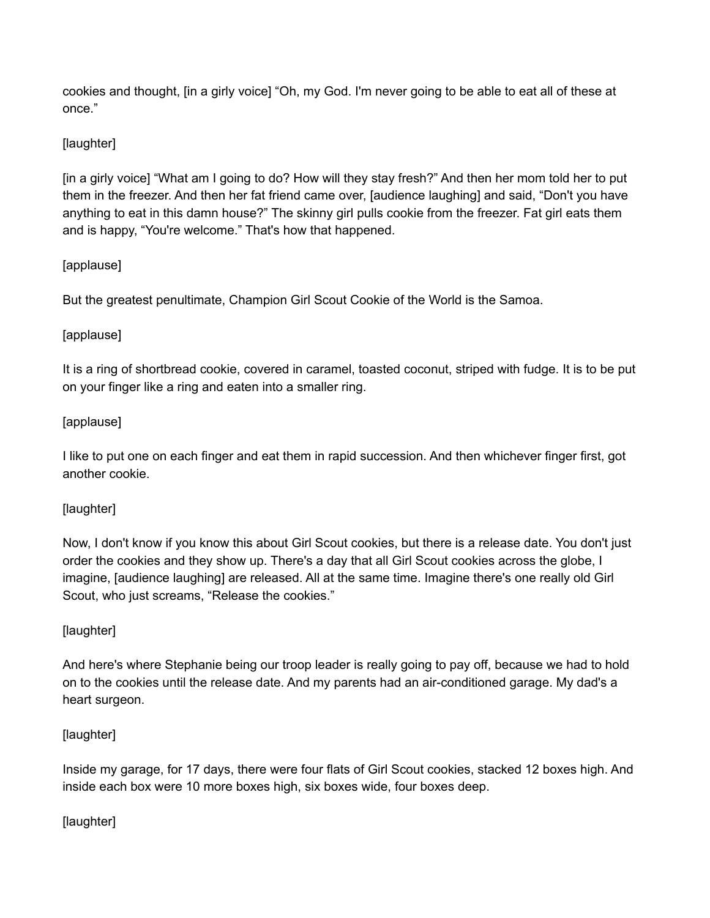cookies and thought, [in a girly voice] “Oh, my God. I'm never going to be able to eat all of these at once.”

[laughter]

[in a girly voice] “What am I going to do? How will they stay fresh?” And then her mom told her to put them in the freezer. And then her fat friend came over, [audience laughing] and said, “Don't you have anything to eat in this damn house?” The skinny girl pulls cookie from the freezer. Fat girl eats them and is happy, “You're welcome.” That's how that happened.

[applause]

But the greatest penultimate, Champion Girl Scout Cookie of the World is the Samoa.

[applause]

It is a ring of shortbread cookie, covered in caramel, toasted coconut, striped with fudge. It is to be put on your finger like a ring and eaten into a smaller ring.

[applause]

I like to put one on each finger and eat them in rapid succession. And then whichever finger first, got another cookie.

[laughter]

Now, I don't know if you know this about Girl Scout cookies, but there is a release date. You don't just order the cookies and they show up. There's a day that all Girl Scout cookies across the globe, I imagine, [audience laughing] are released. All at the same time. Imagine there's one really old Girl Scout, who just screams, “Release the cookies.”

[laughter]

And here's where Stephanie being our troop leader is really going to pay off, because we had to hold on to the cookies until the release date. And my parents had an air-conditioned garage. My dad's a heart surgeon.

[laughter]

Inside my garage, for 17 days, there were four flats of Girl Scout cookies, stacked 12 boxes high. And inside each box were 10 more boxes high, six boxes wide, four boxes deep.

[laughter]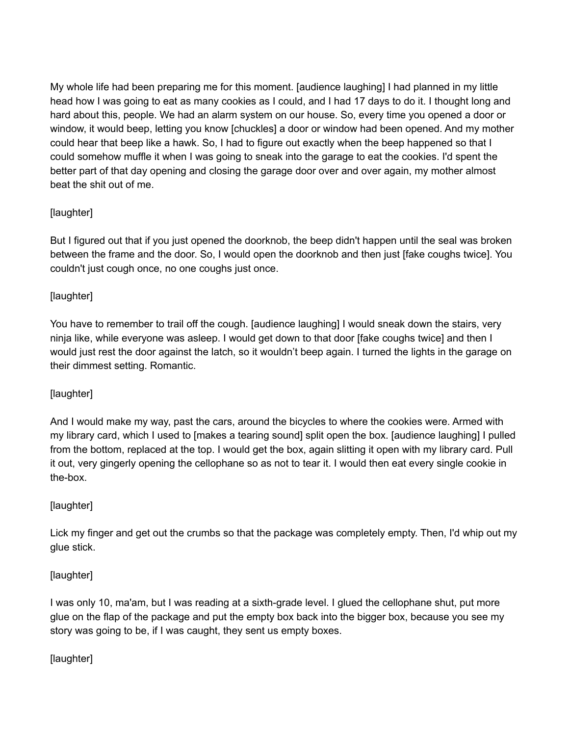My whole life had been preparing me for this moment. [audience laughing] I had planned in my little head how I was going to eat as many cookies as I could, and I had 17 days to do it. I thought long and hard about this, people. We had an alarm system on our house. So, every time you opened a door or window, it would beep, letting you know [chuckles] a door or window had been opened. And my mother could hear that beep like a hawk. So, I had to figure out exactly when the beep happened so that I could somehow muffle it when I was going to sneak into the garage to eat the cookies. I'd spent the better part of that day opening and closing the garage door over and over again, my mother almost beat the shit out of me.

[laughter]

But I figured out that if you just opened the doorknob, the beep didn't happen until the seal was broken between the frame and the door. So, I would open the doorknob and then just [fake coughs twice]. You couldn't just cough once, no one coughs just once.

[laughter]

You have to remember to trail off the cough. [audience laughing] I would sneak down the stairs, very ninja like, while everyone was asleep. I would get down to that door [fake coughs twice] and then I would just rest the door against the latch, so it wouldn't beep again. I turned the lights in the garage on their dimmest setting. Romantic.

[laughter]

And I would make my way, past the cars, around the bicycles to where the cookies were. Armed with my library card, which I used to [makes a tearing sound] split open the box. [audience laughing] I pulled from the bottom, replaced at the top. I would get the box, again slitting it open with my library card. Pull it out, very gingerly opening the cellophane so as not to tear it. I would then eat every single cookie in the-box.

[laughter]

Lick my finger and get out the crumbs so that the package was completely empty. Then, I'd whip out my glue stick.

[laughter]

I was only 10, ma'am, but I was reading at a sixth-grade level. I glued the cellophane shut, put more glue on the flap of the package and put the empty box back into the bigger box, because you see my story was going to be, if I was caught, they sent us empty boxes.

[laughter]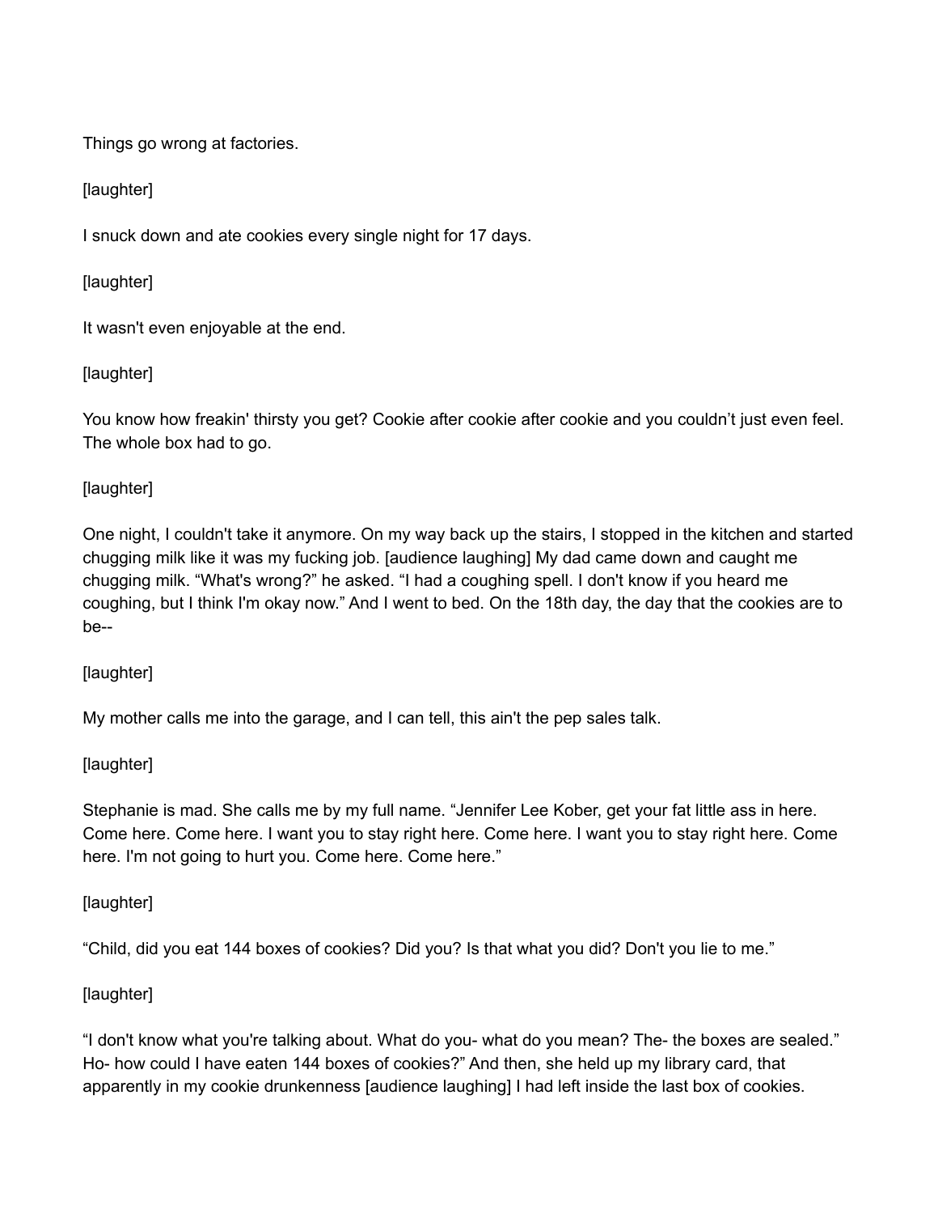Things go wrong at factories.

[laughter]

I snuck down and ate cookies every single night for 17 days.

[laughter]

It wasn't even enjoyable at the end.

[laughter]

You know how freakin' thirsty you get? Cookie after cookie after cookie and you couldn't just even feel. The whole box had to go.

[laughter]

One night, I couldn't take it anymore. On my way back up the stairs, I stopped in the kitchen and started chugging milk like it was my fucking job. [audience laughing] My dad came down and caught me chugging milk. "What's wrong?" he asked. "I had a coughing spell. I don't know if you heard me coughing, but I think I'm okay now." And I went to bed. On the 18th day, the day that the cookies are to be--

[laughter]

My mother calls me into the garage, and I can tell, this ain't the pep sales talk.

[laughter]

Stephanie is mad. She calls me by my full name. "Jennifer Lee Kober, get your fat little ass in here. Come here. Come here. I want you to stay right here. Come here. I want you to stay right here. Come here. I'm not going to hurt you. Come here. Come here."

[laughter]

"Child, did you eat 144 boxes of cookies? Did you? Is that what you did? Don't you lie to me."

[laughter]

"I don't know what you're talking about. What do you- what do you mean? The- the boxes are sealed." Ho- how could I have eaten 144 boxes of cookies?" And then, she held up my library card, that apparently in my cookie drunkenness [audience laughing] I had left inside the last box of cookies.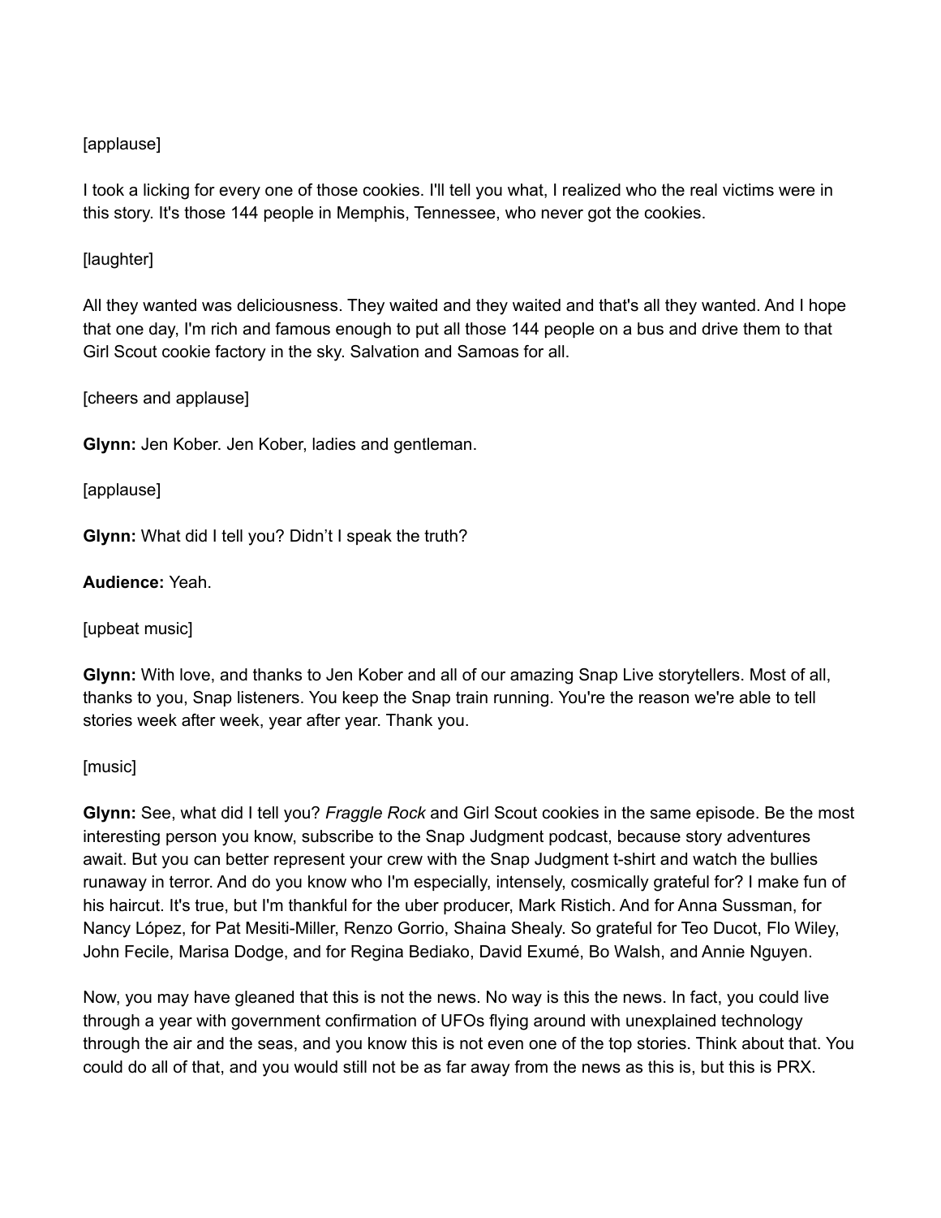[applause]

I took a licking for every one of those cookies. I'll tell you what, I realized who the real victims were in this story. It's those 144 people in Memphis, Tennessee, who never got the cookies.

[laughter]

All they wanted was deliciousness. They waited and they waited and that's all they wanted. And I hope that one day, I'm rich and famous enough to put all those 144 people on a bus and drive them to that Girl Scout cookie factory in the sky. Salvation and Samoas for all.

[cheers and applause]

**Glynn:** Jen Kober. Jen Kober, ladies and gentleman.

[applause]

**Glynn:** What did I tell you? Didn't I speak the truth?

**Audience:** Yeah.

[upbeat music]

**Glynn:** With love, and thanks to Jen Kober and all of our amazing Snap Live storytellers. Most of all, thanks to you, Snap listeners. You keep the Snap train running. You're the reason we're able to tell stories week after week, year after year. Thank you.

[music]

**Glynn:** See, what did I tell you? *Fraggle Rock* and Girl Scout cookies in the same episode. Be the most interesting person you know, subscribe to the Snap Judgment podcast, because story adventures await. But you can better represent your crew with the Snap Judgment t-shirt and watch the bullies runaway in terror. And do you know who I'm especially, intensely, cosmically grateful for? I make fun of his haircut. It's true, but I'm thankful for the uber producer, Mark Ristich. And for Anna Sussman, for Nancy López, for Pat Mesiti-Miller, Renzo Gorrio, Shaina Shealy. So grateful for Teo Ducot, Flo Wiley, John Fecile, Marisa Dodge, and for Regina Bediako, David Exumé, Bo Walsh, and Annie Nguyen.

Now, you may have gleaned that this is not the news. No way is this the news. In fact, you could live through a year with government confirmation of UFOs flying around with unexplained technology through the air and the seas, and you know this is not even one of the top stories. Think about that. You could do all of that, and you would still not be as far away from the news as this is, but this is PRX.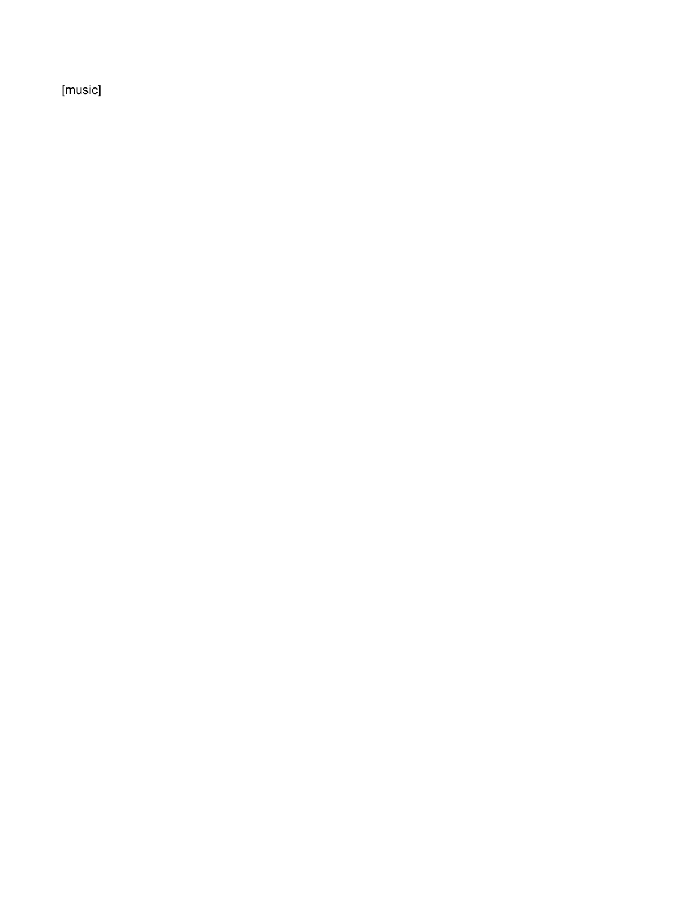[music]